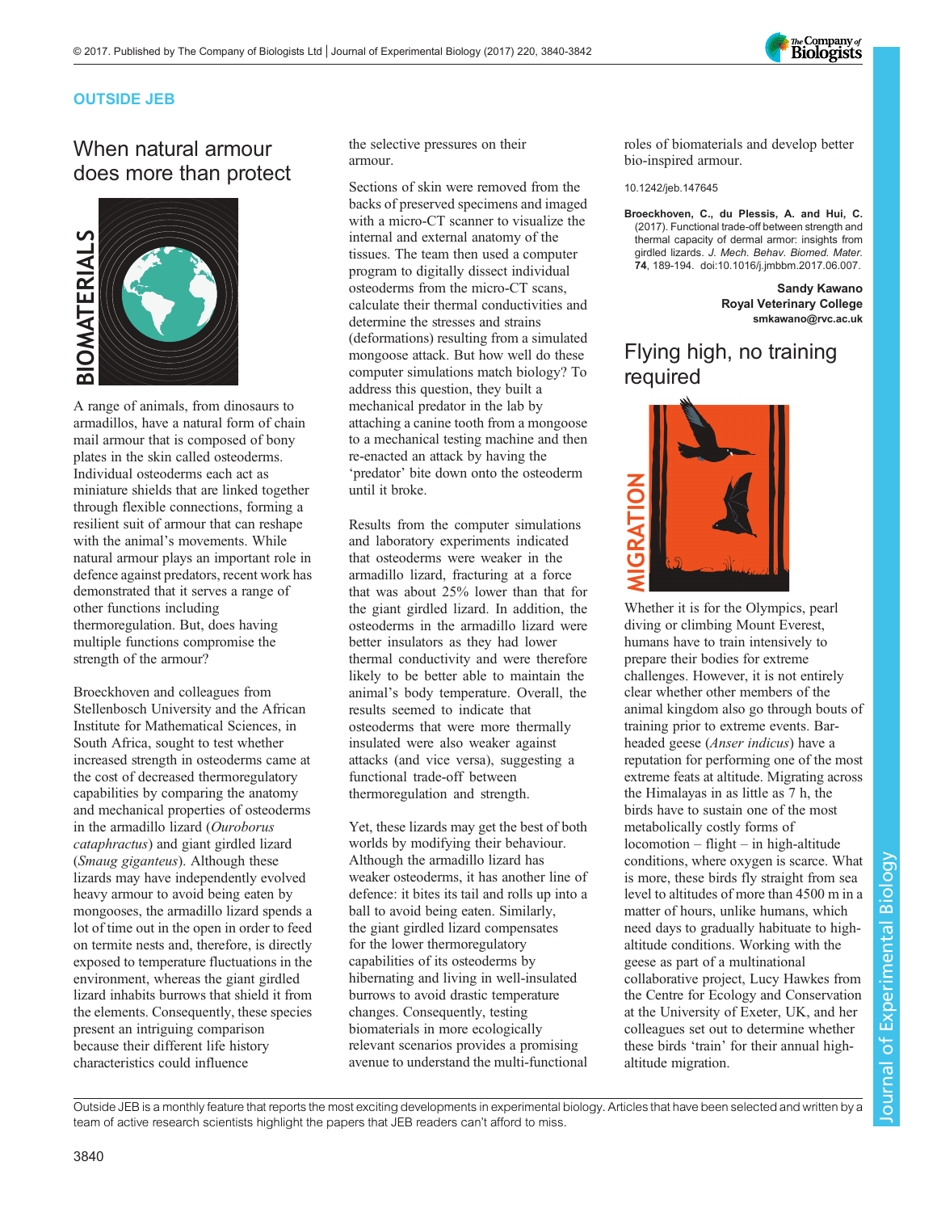## OUTSIDE JEB

# When natural armour does more than protect

BIOMATERIALS

A range of animals, from dinosaurs to armadillos, have a natural form of chain mail armour that is composed of bony plates in the skin called osteoderms. Individual osteoderms each act as miniature shields that are linked together through flexible connections, forming a resilient suit of armour that can reshape with the animal's movements. While natural armour plays an important role in defence against predators, recent work has demonstrated that it serves a range of other functions including thermoregulation. But, does having multiple functions compromise the strength of the armour?

Broeckhoven and colleagues from Stellenbosch University and the African Institute for Mathematical Sciences, in South Africa, sought to test whether increased strength in osteoderms came at the cost of decreased thermoregulatory capabilities by comparing the anatomy and mechanical properties of osteoderms in the armadillo lizard (*Ouroborus cataphractus*) and giant girdled lizard (*Smaug giganteus*). Although these lizards may have independently evolved heavy armour to avoid being eaten by mongooses, the armadillo lizard spends a lot of time out in the open in order to feed on termite nests and, therefore, is directly exposed to temperature fluctuations in the environment, whereas the giant girdled lizard inhabits burrows that shield it from the elements. Consequently, these species present an intriguing comparison because their different life history characteristics could influence the selective pressures on their armour.

Sections of skin were removed from the backs of preserved specimens and imaged with a micro-CT scanner to visualize the internal and external anatomy of the tissues. The team then used a computer program to digitally dissect individual osteoderms from the micro-CT scans, calculate their thermal conductivities and determine the stresses and strains (deformations) resulting from a simulated mongoose attack. But how well do these computer simulations match biology? To address this question, they built a mechanical predator in the lab by attaching a canine tooth from a mongoose to a mechanical testing machine and then re-enacted an attack by having the 'predator' bite down onto the osteoderm until it broke.

Results from the computer simulations and laboratory experiments indicated that osteoderms were weaker in the armadillo lizard, fracturing at a force that was about 25% lower than that for the giant girdled lizard. In addition, the osteoderms in the armadillo lizard were better insulators as they had lower thermal conductivity and were therefore likely to be better able to maintain the animal's body temperature. Overall, the results seemed to indicate that osteoderms that were more thermally insulated were also weaker against attacks (and vice versa), suggesting a functional trade-off between thermoregulation and strength.

Yet, these lizards may get the best of both worlds by modifying their behaviour. Although the armadillo lizard has weaker osteoderms, it has another line of defence: it bites its tail and rolls up into a ball to avoid being eaten. Similarly, the giant girdled lizard compensates for the lower thermoregulatory capabilities of its osteoderms by hibernating and living in well-insulated burrows to avoid drastic temperature changes. Consequently, testing biomaterials in more ecologically relevant scenarios provides a promising avenue to understand the multi-functional roles of biomaterials and develop better bio-inspired armour.

10.1242/jeb.147645

**Broeckhoven, C., du Plessis, A. and Hui, C.** (2017). Functional trade-off between strength and thermal capacity of dermal armor: insights from girdled lizards. *J. Mech. Behav. Biomed. Mater.* **74**, 189-194. doi:10.1016/j.jmbbm.2017.06.007.

**Sandy Kawano**
**Royal Veterinary College**
**smkawano@rvc.ac.uk**

# Flying high, no training required

MIGRATION

Whether it is for the Olympics, pearl diving or climbing Mount Everest, humans have to train intensively to prepare their bodies for extreme challenges. However, it is not entirely clear whether other members of the animal kingdom also go through bouts of training prior to extreme events. Bar-headed geese (*Anser indicus*) have a reputation for performing one of the most extreme feats at altitude. Migrating across the Himalayas in as little as 7 h, the birds have to sustain one of the most metabolically costly forms of locomotion – flight – in high-altitude conditions, where oxygen is scarce. What is more, these birds fly straight from sea level to altitudes of more than 4500 m in a matter of hours, unlike humans, which need days to gradually habituate to high-altitude conditions. Working with the geese as part of a multinational collaborative project, Lucy Hawkes from the Centre for Ecology and Conservation at the University of Exeter, UK, and her colleagues set out to determine whether these birds 'train' for their annual high-altitude migration.

Outside JEB is a monthly feature that reports the most exciting developments in experimental biology. Articles that have been selected and written by a team of active research scientists highlight the papers that JEB readers can't afford to miss.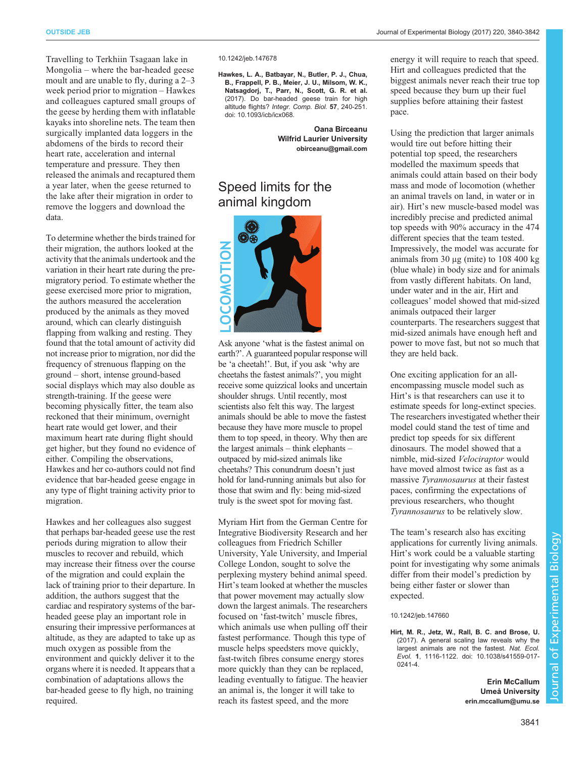Travelling to Terkhiin Tsagaan lake in Mongolia – where the bar-headed geese moult and are unable to fly, during a 2–3 week period prior to migration – Hawkes and colleagues captured small groups of the geese by herding them with inflatable kayaks into shoreline nets. The team then surgically implanted data loggers in the abdomens of the birds to record their heart rate, acceleration and internal temperature and pressure. They then released the animals and recaptured them a year later, when the geese returned to the lake after their migration in order to remove the loggers and download the data.

To determine whether the birds trained for their migration, the authors looked at the activity that the animals undertook and the variation in their heart rate during the pre-migratory period. To estimate whether the geese exercised more prior to migration, the authors measured the acceleration produced by the animals as they moved around, which can clearly distinguish flapping from walking and resting. They found that the total amount of activity did not increase prior to migration, nor did the frequency of strenuous flapping on the ground – short, intense ground-based social displays which may also double as strength-training. If the geese were becoming physically fitter, the team also reckoned that their minimum, overnight heart rate would get lower, and their maximum heart rate during flight should get higher, but they found no evidence of either. Compiling the observations, Hawkes and her co-authors could not find evidence that bar-headed geese engage in any type of flight training activity prior to migration.

Hawkes and her colleagues also suggest that perhaps bar-headed geese use the rest periods during migration to allow their muscles to recover and rebuild, which may increase their fitness over the course of the migration and could explain the lack of training prior to their departure. In addition, the authors suggest that the cardiac and respiratory systems of the bar-headed geese play an important role in ensuring their impressive performances at altitude, as they are adapted to take up as much oxygen as possible from the environment and quickly deliver it to the organs where it is needed. It appears that a combination of adaptations allows the bar-headed geese to fly high, no training required.

10.1242/jeb.147678

**Hawkes, L. A., Batbayar, N., Butler, P. J., Chua, B., Frappell, P. B., Meier, J. U., Milsom, W. K., Natsagdorj, T., Parr, N., Scott, G. R. et al.** (2017). Do bar-headed geese train for high altitude flights? *Integr. Comp. Biol.* **57**, 240-251. doi: 10.1093/icb/icx068.

**Oana Birceanu**
**Wilfrid Laurier University**
**obirceanu@gmail.com**

# Speed limits for the animal kingdom

Ask anyone 'what is the fastest animal on earth?'. A guaranteed popular response will be 'a cheetah!'. But, if you ask 'why are cheetahs the fastest animals?', you might receive some quizzical looks and uncertain shoulder shrugs. Until recently, most scientists also felt this way. The largest animals should be able to move the fastest because they have more muscle to propel them to top speed, in theory. Why then are the largest animals – think elephants – outpaced by mid-sized animals like cheetahs? This conundrum doesn't just hold for land-running animals but also for those that swim and fly: being mid-sized truly is the sweet spot for moving fast.

Myriam Hirt from the German Centre for Integrative Biodiversity Research and her colleagues from Friedrich Schiller University, Yale University, and Imperial College London, sought to solve the perplexing mystery behind animal speed. Hirt's team looked at whether the muscles that power movement may actually slow down the largest animals. The researchers focused on 'fast-twitch' muscle fibres, which animals use when pulling off their fastest performance. Though this type of muscle helps speedsters move quickly, fast-twitch fibres consume energy stores more quickly than they can be replaced, leading eventually to fatigue. The heavier an animal is, the longer it will take to reach its fastest speed, and the more energy it will require to reach that speed. Hirt and colleagues predicted that the biggest animals never reach their true top speed because they burn up their fuel supplies before attaining their fastest pace.

Using the prediction that larger animals would tire out before hitting their potential top speed, the researchers modelled the maximum speeds that animals could attain based on their body mass and mode of locomotion (whether an animal travels on land, in water or in air). Hirt's new muscle-based model was incredibly precise and predicted animal top speeds with 90% accuracy in the 474 different species that the team tested. Impressively, the model was accurate for animals from 30 µg (mite) to 108 400 kg (blue whale) in body size and for animals from vastly different habitats. On land, under water and in the air, Hirt and colleagues' model showed that mid-sized animals outpaced their larger counterparts. The researchers suggest that mid-sized animals have enough heft and power to move fast, but not so much that they are held back.

One exciting application for an all-encompassing muscle model such as Hirt's is that researchers can use it to estimate speeds for long-extinct species. The researchers investigated whether their model could stand the test of time and predict top speeds for six different dinosaurs. The model showed that a nimble, mid-sized *Velociraptor* would have moved almost twice as fast as a massive *Tyrannosaurus* at their fastest paces, confirming the expectations of previous researchers, who thought *Tyrannosaurus* to be relatively slow.

The team's research also has exciting applications for currently living animals. Hirt's work could be a valuable starting point for investigating why some animals differ from their model's prediction by being either faster or slower than expected.

10.1242/jeb.147660

**Hirt, M. R., Jetz, W., Rall, B. C. and Brose, U.** (2017). A general scaling law reveals why the largest animals are not the fastest. *Nat. Ecol. Evol.* **1**, 1116-1122. doi: 10.1038/s41559-017-0241-4.

**Erin McCallum**
**Umeå University**
**erin.mccallum@umu.se**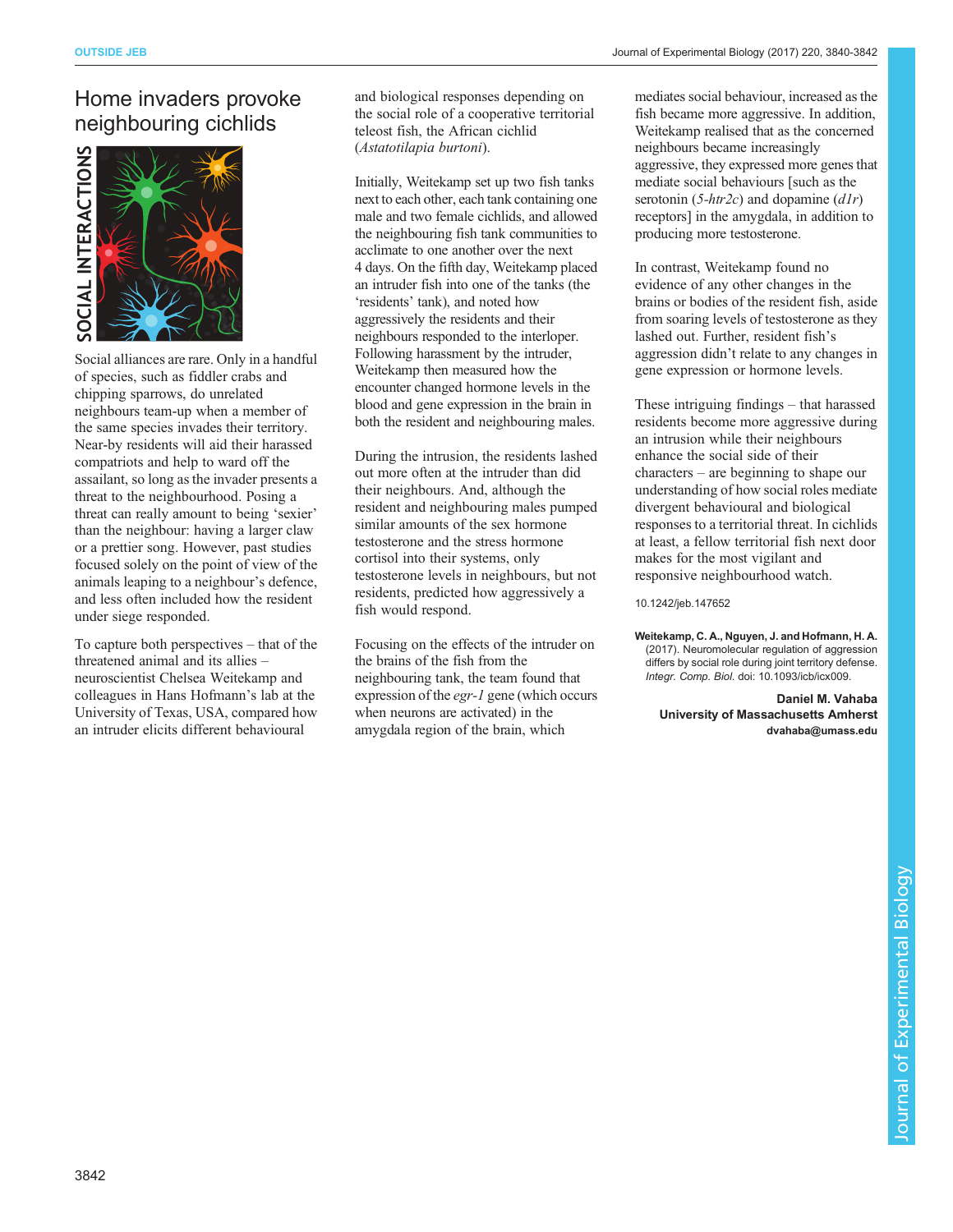# Home invaders provoke neighbouring cichlids

SOCIAL INTERACTIONS

Social alliances are rare. Only in a handful of species, such as fiddler crabs and chipping sparrows, do unrelated neighbours team-up when a member of the same species invades their territory. Near-by residents will aid their harassed compatriots and help to ward off the assailant, so long as the invader presents a threat to the neighbourhood. Posing a threat can really amount to being 'sexier' than the neighbour: having a larger claw or a prettier song. However, past studies focused solely on the point of view of the animals leaping to a neighbour's defence, and less often included how the resident under siege responded.

To capture both perspectives – that of the threatened animal and its allies – neuroscientist Chelsea Weitekamp and colleagues in Hans Hofmann's lab at the University of Texas, USA, compared how an intruder elicits different behavioural and biological responses depending on the social role of a cooperative territorial teleost fish, the African cichlid (*Astatotilapia burtoni*).

Initially, Weitekamp set up two fish tanks next to each other, each tank containing one male and two female cichlids, and allowed the neighbouring fish tank communities to acclimate to one another over the next 4 days. On the fifth day, Weitekamp placed an intruder fish into one of the tanks (the 'residents' tank), and noted how aggressively the residents and their neighbours responded to the interloper. Following harassment by the intruder, Weitekamp then measured how the encounter changed hormone levels in the blood and gene expression in the brain in both the resident and neighbouring males.

During the intrusion, the residents lashed out more often at the intruder than did their neighbours. And, although the resident and neighbouring males pumped similar amounts of the sex hormone testosterone and the stress hormone cortisol into their systems, only testosterone levels in neighbours, but not residents, predicted how aggressively a fish would respond.

Focusing on the effects of the intruder on the brains of the fish from the neighbouring tank, the team found that expression of the *egr-1* gene (which occurs when neurons are activated) in the amygdala region of the brain, which mediates social behaviour, increased as the fish became more aggressive. In addition, Weitekamp realised that as the concerned neighbours became increasingly aggressive, they expressed more genes that mediate social behaviours [such as the serotonin (*5-htr2c*) and dopamine (*d1r*) receptors] in the amygdala, in addition to producing more testosterone.

In contrast, Weitekamp found no evidence of any other changes in the brains or bodies of the resident fish, aside from soaring levels of testosterone as they lashed out. Further, resident fish's aggression didn't relate to any changes in gene expression or hormone levels.

These intriguing findings – that harassed residents become more aggressive during an intrusion while their neighbours enhance the social side of their characters – are beginning to shape our understanding of how social roles mediate divergent behavioural and biological responses to a territorial threat. In cichlids at least, a fellow territorial fish next door makes for the most vigilant and responsive neighbourhood watch.

10.1242/jeb.147652

**Weitekamp, C. A., Nguyen, J. and Hofmann, H. A.** (2017). Neuromolecular regulation of aggression differs by social role during joint territory defense. *Integr. Comp. Biol.* doi: 10.1093/icb/icx009.

**Daniel M. Vahaba**
**University of Massachusetts Amherst**
**dvahaba@umass.edu**